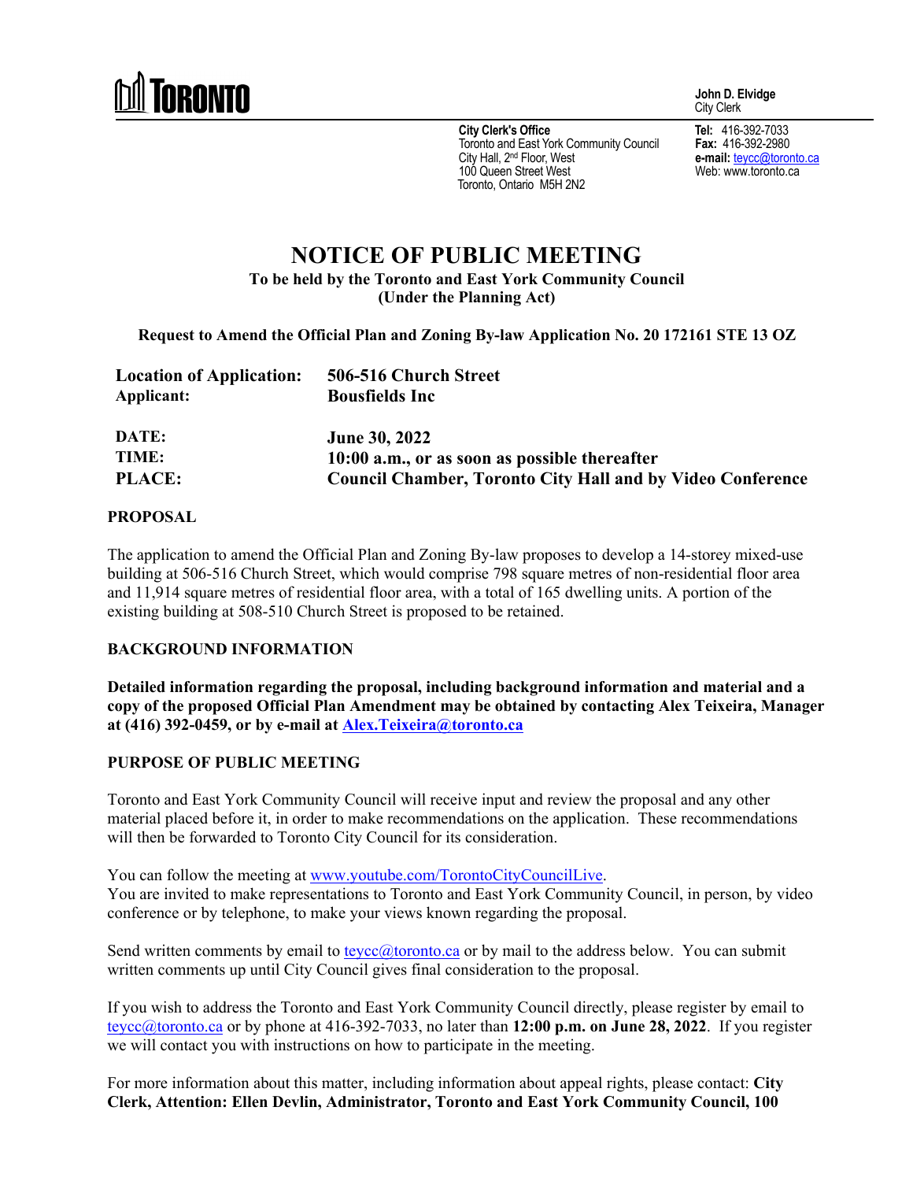**TORONTO**

**John D. Elvidge**
City Clerk

**City Clerk's Office**
Toronto and East York Community Council
City Hall, 2nd Floor, West
100 Queen Street West
Toronto, Ontario M5H 2N2

**Tel:** 416-392-7033
**Fax:** 416-392-2980
**e-mail:** teycc@toronto.ca
Web: www.toronto.ca

# NOTICE OF PUBLIC MEETING

**To be held by the Toronto and East York Community Council**
**(Under the Planning Act)**

**Request to Amend the Official Plan and Zoning By-law Application No. 20 172161 STE 13 OZ**

| | |
|---|---|
| **Location of Application:** | **506-516 Church Street** |
| **Applicant:** | **Bousfields Inc** |
| **DATE:** | **June 30, 2022** |
| **TIME:** | **10:00 a.m., or as soon as possible thereafter** |
| **PLACE:** | **Council Chamber, Toronto City Hall and by Video Conference** |

## PROPOSAL

The application to amend the Official Plan and Zoning By-law proposes to develop a 14-storey mixed-use building at 506-516 Church Street, which would comprise 798 square metres of non-residential floor area and 11,914 square metres of residential floor area, with a total of 165 dwelling units. A portion of the existing building at 508-510 Church Street is proposed to be retained.

## BACKGROUND INFORMATION

**Detailed information regarding the proposal, including background information and material and a copy of the proposed Official Plan Amendment may be obtained by contacting Alex Teixeira, Manager at (416) 392-0459, or by e-mail at Alex.Teixeira@toronto.ca**

## PURPOSE OF PUBLIC MEETING

Toronto and East York Community Council will receive input and review the proposal and any other material placed before it, in order to make recommendations on the application. These recommendations will then be forwarded to Toronto City Council for its consideration.

You can follow the meeting at www.youtube.com/TorontoCityCouncilLive.
You are invited to make representations to Toronto and East York Community Council, in person, by video conference or by telephone, to make your views known regarding the proposal.

Send written comments by email to teycc@toronto.ca or by mail to the address below. You can submit written comments up until City Council gives final consideration to the proposal.

If you wish to address the Toronto and East York Community Council directly, please register by email to teycc@toronto.ca or by phone at 416-392-7033, no later than **12:00 p.m. on June 28, 2022**. If you register we will contact you with instructions on how to participate in the meeting.

For more information about this matter, including information about appeal rights, please contact: **City Clerk, Attention: Ellen Devlin, Administrator, Toronto and East York Community Council, 100**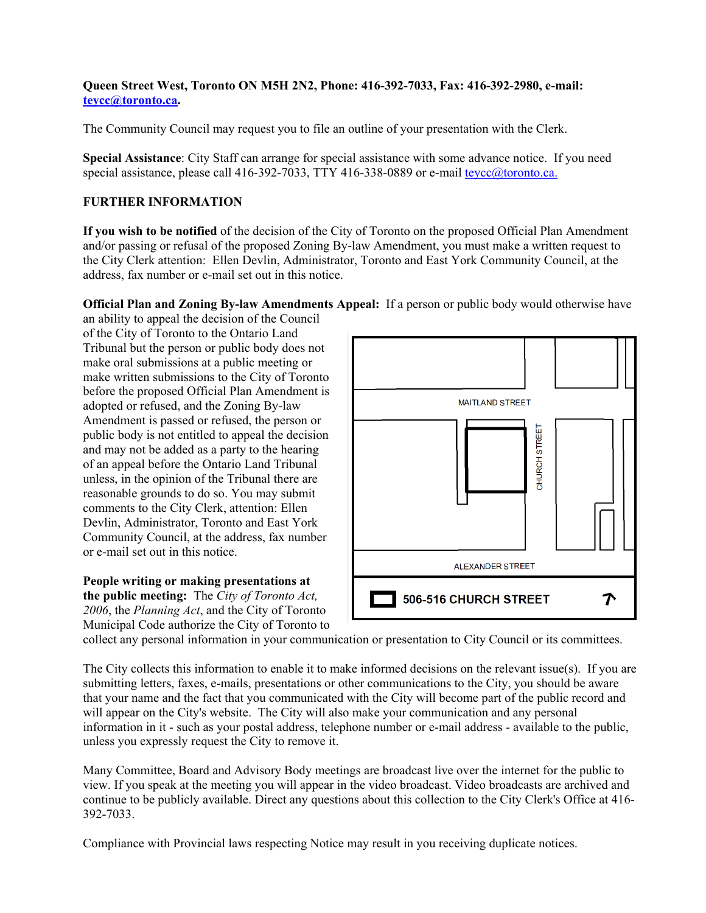**Queen Street West, Toronto ON M5H 2N2, Phone: 416-392-7033, Fax: 416-392-2980, e-mail: teycc@toronto.ca.**

The Community Council may request you to file an outline of your presentation with the Clerk.

**Special Assistance**: City Staff can arrange for special assistance with some advance notice. If you need special assistance, please call 416-392-7033, TTY 416-338-0889 or e-mail teycc@toronto.ca.

**FURTHER INFORMATION**

**If you wish to be notified** of the decision of the City of Toronto on the proposed Official Plan Amendment and/or passing or refusal of the proposed Zoning By-law Amendment, you must make a written request to the City Clerk attention: Ellen Devlin, Administrator, Toronto and East York Community Council, at the address, fax number or e-mail set out in this notice.

**Official Plan and Zoning By-law Amendments Appeal:** If a person or public body would otherwise have an ability to appeal the decision of the Council of the City of Toronto to the Ontario Land Tribunal but the person or public body does not make oral submissions at a public meeting or make written submissions to the City of Toronto before the proposed Official Plan Amendment is adopted or refused, and the Zoning By-law Amendment is passed or refused, the person or public body is not entitled to appeal the decision and may not be added as a party to the hearing of an appeal before the Ontario Land Tribunal unless, in the opinion of the Tribunal there are reasonable grounds to do so. You may submit comments to the City Clerk, attention: Ellen Devlin, Administrator, Toronto and East York Community Council, at the address, fax number or e-mail set out in this notice.

MAITLAND STREET
CHURCH STREET
ALEXANDER STREET
506-516 CHURCH STREET

**People writing or making presentations at the public meeting:** The *City of Toronto Act, 2006*, the *Planning Act*, and the City of Toronto Municipal Code authorize the City of Toronto to collect any personal information in your communication or presentation to City Council or its committees.

The City collects this information to enable it to make informed decisions on the relevant issue(s). If you are submitting letters, faxes, e-mails, presentations or other communications to the City, you should be aware that your name and the fact that you communicated with the City will become part of the public record and will appear on the City's website. The City will also make your communication and any personal information in it - such as your postal address, telephone number or e-mail address - available to the public, unless you expressly request the City to remove it.

Many Committee, Board and Advisory Body meetings are broadcast live over the internet for the public to view. If you speak at the meeting you will appear in the video broadcast. Video broadcasts are archived and continue to be publicly available. Direct any questions about this collection to the City Clerk's Office at 416-392-7033.

Compliance with Provincial laws respecting Notice may result in you receiving duplicate notices.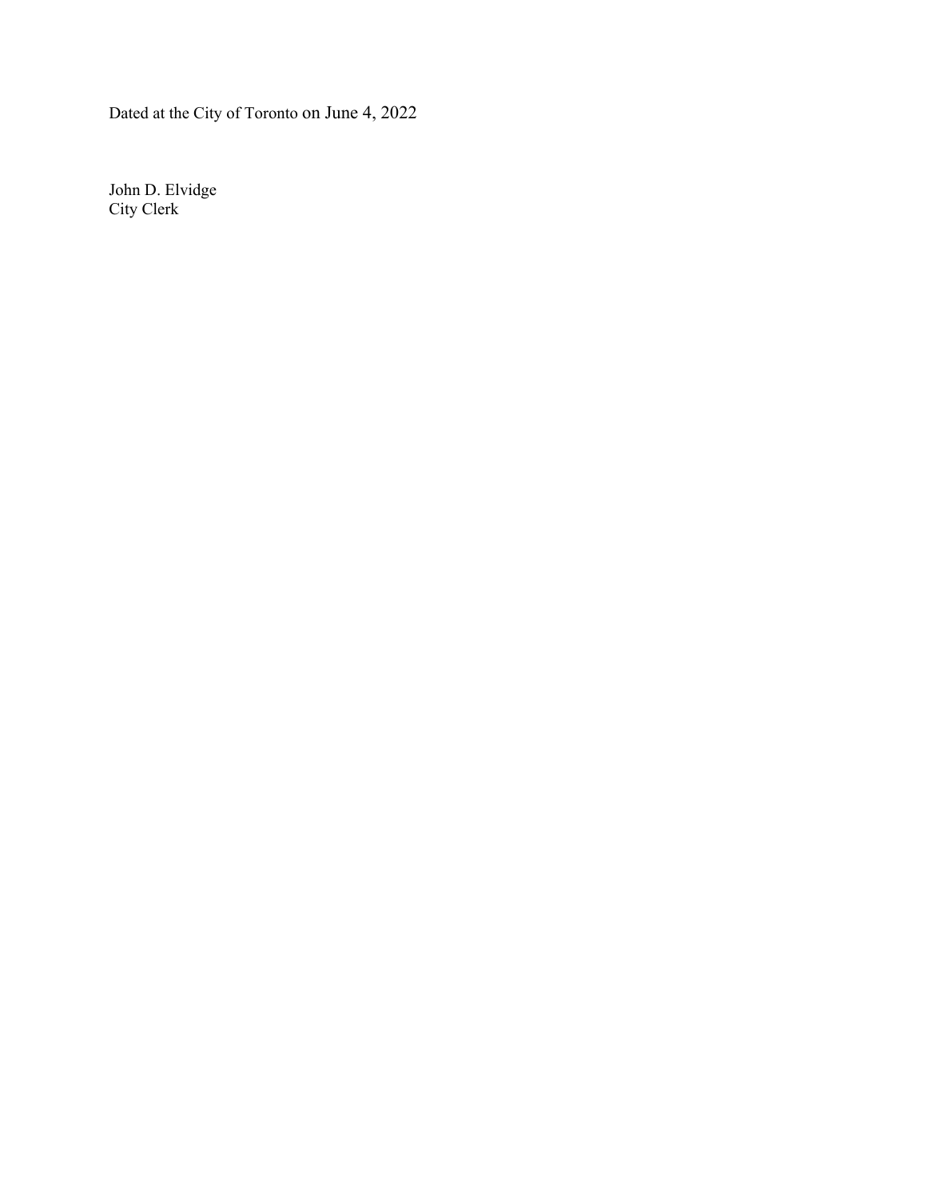Dated at the City of Toronto on June 4, 2022

John D. Elvidge
City Clerk